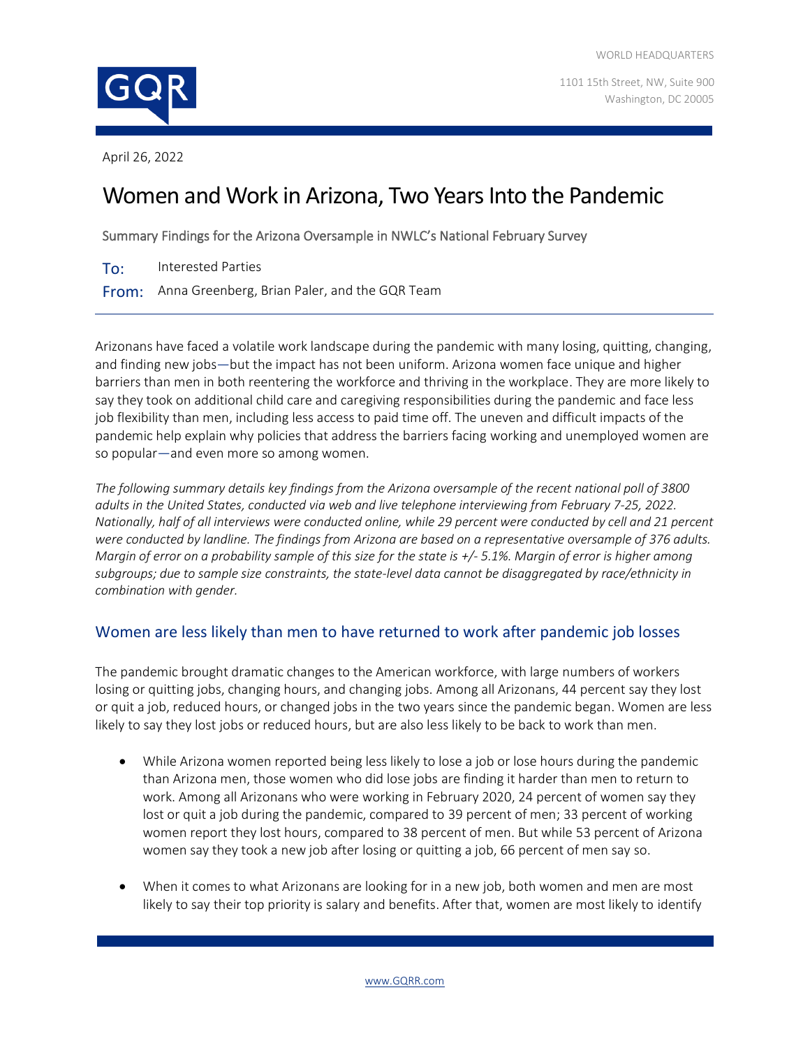WORLD HEADQUARTERS

1101 15th Street, NW, Suite 900
Washington, DC 20005

April 26, 2022

# Women and Work in Arizona, Two Years Into the Pandemic

Summary Findings for the Arizona Oversample in NWLC's National February Survey

**To:** Interested Parties

**From:** Anna Greenberg, Brian Paler, and the GQR Team

---

Arizonans have faced a volatile work landscape during the pandemic with many losing, quitting, changing, and finding new jobs—but the impact has not been uniform. Arizona women face unique and higher barriers than men in both reentering the workforce and thriving in the workplace. They are more likely to say they took on additional child care and caregiving responsibilities during the pandemic and face less job flexibility than men, including less access to paid time off. The uneven and difficult impacts of the pandemic help explain why policies that address the barriers facing working and unemployed women are so popular—and even more so among women.

*The following summary details key findings from the Arizona oversample of the recent national poll of 3800 adults in the United States, conducted via web and live telephone interviewing from February 7-25, 2022. Nationally, half of all interviews were conducted online, while 29 percent were conducted by cell and 21 percent were conducted by landline. The findings from Arizona are based on a representative oversample of 376 adults. Margin of error on a probability sample of this size for the state is +/- 5.1%. Margin of error is higher among subgroups; due to sample size constraints, the state-level data cannot be disaggregated by race/ethnicity in combination with gender.*

## Women are less likely than men to have returned to work after pandemic job losses

The pandemic brought dramatic changes to the American workforce, with large numbers of workers losing or quitting jobs, changing hours, and changing jobs. Among all Arizonans, 44 percent say they lost or quit a job, reduced hours, or changed jobs in the two years since the pandemic began. Women are less likely to say they lost jobs or reduced hours, but are also less likely to be back to work than men.

- While Arizona women reported being less likely to lose a job or lose hours during the pandemic than Arizona men, those women who did lose jobs are finding it harder than men to return to work. Among all Arizonans who were working in February 2020, 24 percent of women say they lost or quit a job during the pandemic, compared to 39 percent of men; 33 percent of working women report they lost hours, compared to 38 percent of men. But while 53 percent of Arizona women say they took a new job after losing or quitting a job, 66 percent of men say so.

- When it comes to what Arizonans are looking for in a new job, both women and men are most likely to say their top priority is salary and benefits. After that, women are most likely to identify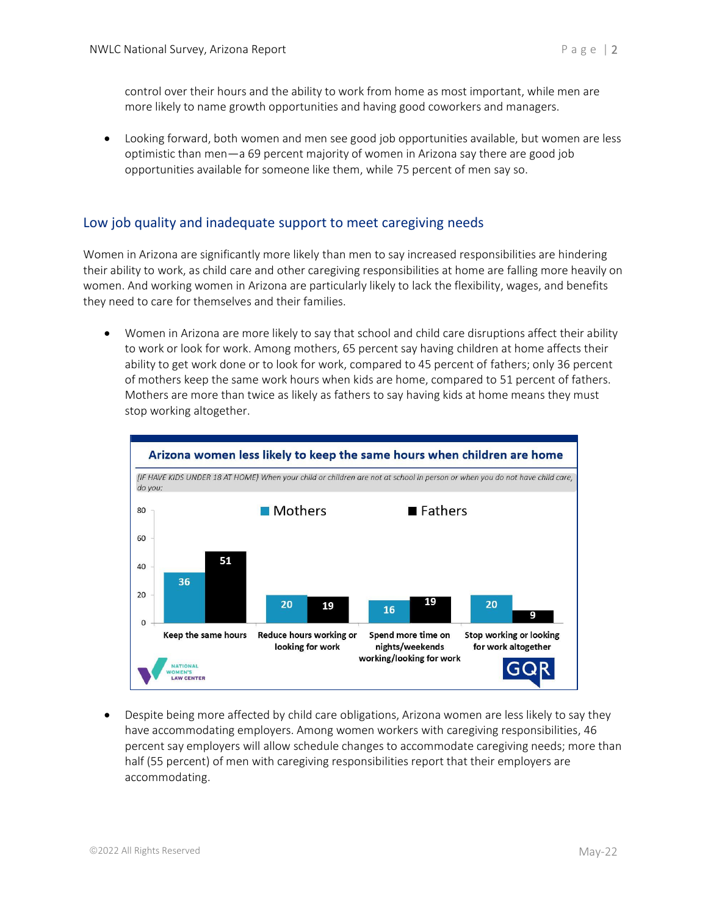control over their hours and the ability to work from home as most important, while men are more likely to name growth opportunities and having good coworkers and managers.

- Looking forward, both women and men see good job opportunities available, but women are less optimistic than men—a 69 percent majority of women in Arizona say there are good job opportunities available for someone like them, while 75 percent of men say so.

## Low job quality and inadequate support to meet caregiving needs

Women in Arizona are significantly more likely than men to say increased responsibilities are hindering their ability to work, as child care and other caregiving responsibilities at home are falling more heavily on women. And working women in Arizona are particularly likely to lack the flexibility, wages, and benefits they need to care for themselves and their families.

- Women in Arizona are more likely to say that school and child care disruptions affect their ability to work or look for work. Among mothers, 65 percent say having children at home affects their ability to get work done or to look for work, compared to 45 percent of fathers; only 36 percent of mothers keep the same work hours when kids are home, compared to 51 percent of fathers. Mothers are more than twice as likely as fathers to say having kids at home means they must stop working altogether.

**Arizona women less likely to keep the same hours when children are home**

*(IF HAVE KIDS UNDER 18 AT HOME) When your child or children are not at school in person or when you do not have child care, do you:*

| | Mothers | Fathers |
|---|---|---|
| Keep the same hours | 36 | 51 |
| Reduce hours working or looking for work | 20 | 19 |
| Spend more time on nights/weekends working/looking for work | 16 | 19 |
| Stop working or looking for work altogether | 20 | 9 |

- Despite being more affected by child care obligations, Arizona women are less likely to say they have accommodating employers. Among women workers with caregiving responsibilities, 46 percent say employers will allow schedule changes to accommodate caregiving needs; more than half (55 percent) of men with caregiving responsibilities report that their employers are accommodating.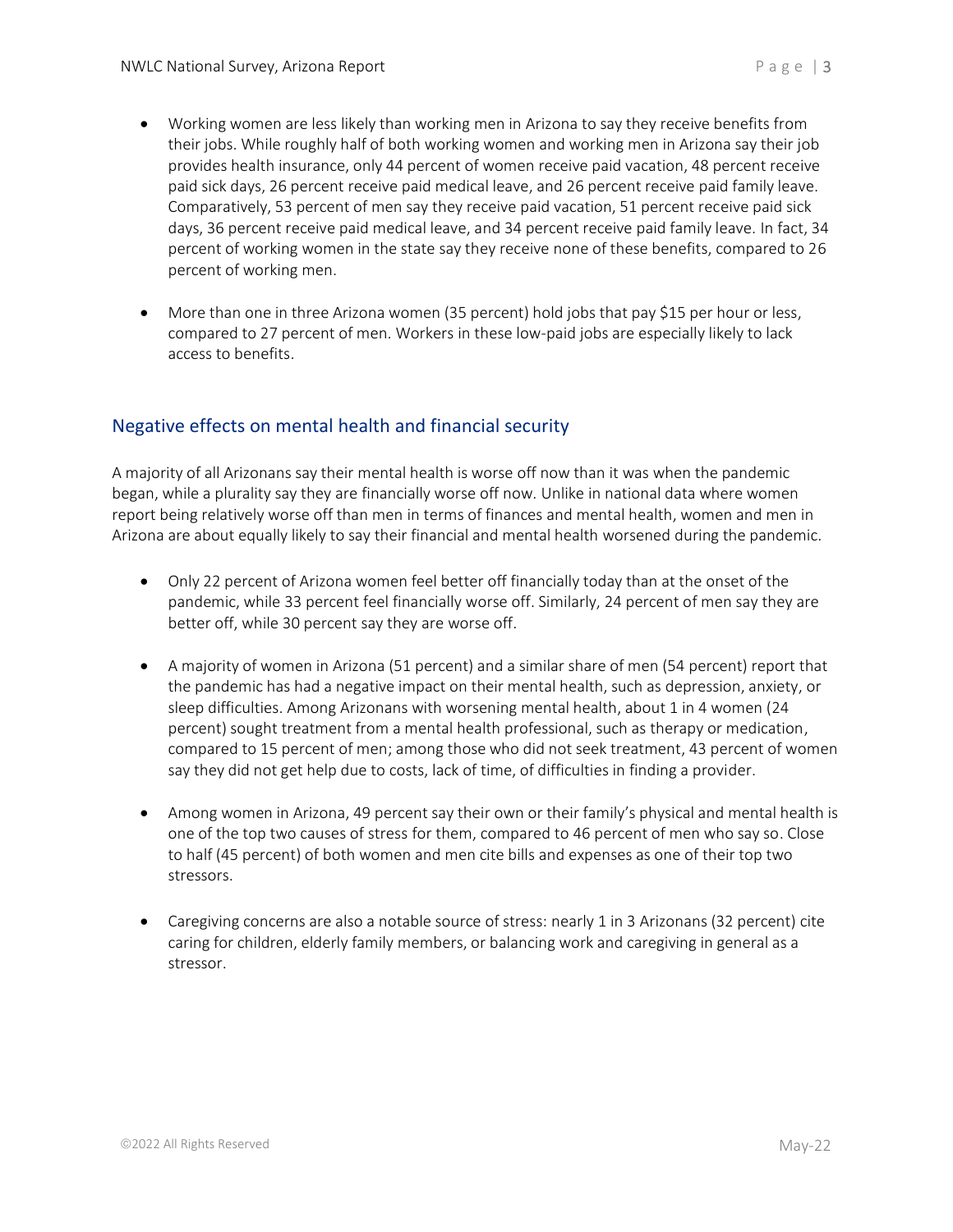- Working women are less likely than working men in Arizona to say they receive benefits from their jobs. While roughly half of both working women and working men in Arizona say their job provides health insurance, only 44 percent of women receive paid vacation, 48 percent receive paid sick days, 26 percent receive paid medical leave, and 26 percent receive paid family leave. Comparatively, 53 percent of men say they receive paid vacation, 51 percent receive paid sick days, 36 percent receive paid medical leave, and 34 percent receive paid family leave. In fact, 34 percent of working women in the state say they receive none of these benefits, compared to 26 percent of working men.

- More than one in three Arizona women (35 percent) hold jobs that pay $15 per hour or less, compared to 27 percent of men. Workers in these low-paid jobs are especially likely to lack access to benefits.

## Negative effects on mental health and financial security

A majority of all Arizonans say their mental health is worse off now than it was when the pandemic began, while a plurality say they are financially worse off now. Unlike in national data where women report being relatively worse off than men in terms of finances and mental health, women and men in Arizona are about equally likely to say their financial and mental health worsened during the pandemic.

- Only 22 percent of Arizona women feel better off financially today than at the onset of the pandemic, while 33 percent feel financially worse off. Similarly, 24 percent of men say they are better off, while 30 percent say they are worse off.

- A majority of women in Arizona (51 percent) and a similar share of men (54 percent) report that the pandemic has had a negative impact on their mental health, such as depression, anxiety, or sleep difficulties. Among Arizonans with worsening mental health, about 1 in 4 women (24 percent) sought treatment from a mental health professional, such as therapy or medication, compared to 15 percent of men; among those who did not seek treatment, 43 percent of women say they did not get help due to costs, lack of time, of difficulties in finding a provider.

- Among women in Arizona, 49 percent say their own or their family's physical and mental health is one of the top two causes of stress for them, compared to 46 percent of men who say so. Close to half (45 percent) of both women and men cite bills and expenses as one of their top two stressors.

- Caregiving concerns are also a notable source of stress: nearly 1 in 3 Arizonans (32 percent) cite caring for children, elderly family members, or balancing work and caregiving in general as a stressor.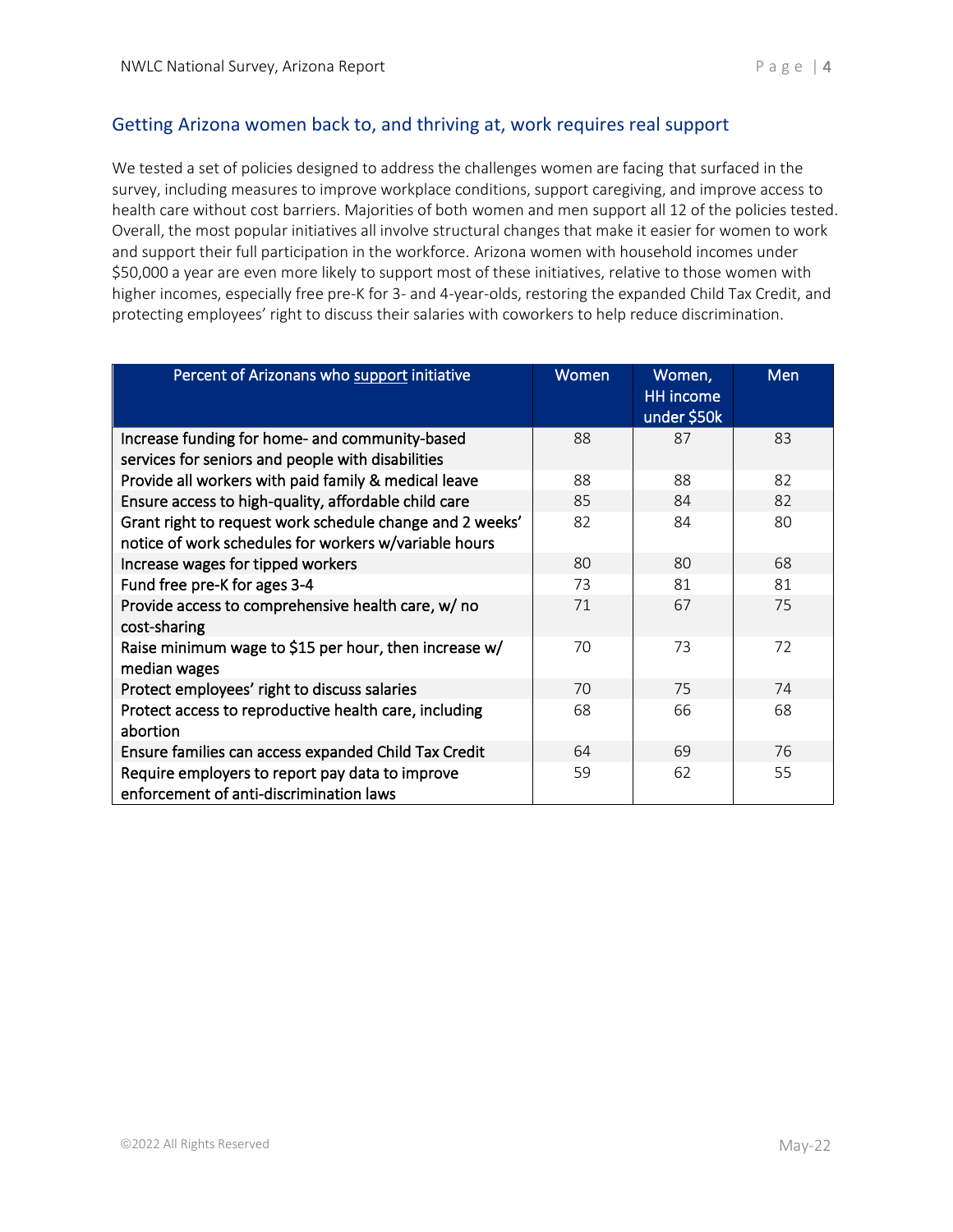## Getting Arizona women back to, and thriving at, work requires real support

We tested a set of policies designed to address the challenges women are facing that surfaced in the survey, including measures to improve workplace conditions, support caregiving, and improve access to health care without cost barriers. Majorities of both women and men support all 12 of the policies tested. Overall, the most popular initiatives all involve structural changes that make it easier for women to work and support their full participation in the workforce. Arizona women with household incomes under $50,000 a year are even more likely to support most of these initiatives, relative to those women with higher incomes, especially free pre-K for 3- and 4-year-olds, restoring the expanded Child Tax Credit, and protecting employees' right to discuss their salaries with coworkers to help reduce discrimination.

| Percent of Arizonans who support initiative | Women | Women, HH income under $50k | Men |
|---|---|---|---|
| Increase funding for home- and community-based services for seniors and people with disabilities | 88 | 87 | 83 |
| Provide all workers with paid family & medical leave | 88 | 88 | 82 |
| Ensure access to high-quality, affordable child care | 85 | 84 | 82 |
| Grant right to request work schedule change and 2 weeks' notice of work schedules for workers w/variable hours | 82 | 84 | 80 |
| Increase wages for tipped workers | 80 | 80 | 68 |
| Fund free pre-K for ages 3-4 | 73 | 81 | 81 |
| Provide access to comprehensive health care, w/ no cost-sharing | 71 | 67 | 75 |
| Raise minimum wage to $15 per hour, then increase w/ median wages | 70 | 73 | 72 |
| Protect employees' right to discuss salaries | 70 | 75 | 74 |
| Protect access to reproductive health care, including abortion | 68 | 66 | 68 |
| Ensure families can access expanded Child Tax Credit | 64 | 69 | 76 |
| Require employers to report pay data to improve enforcement of anti-discrimination laws | 59 | 62 | 55 |